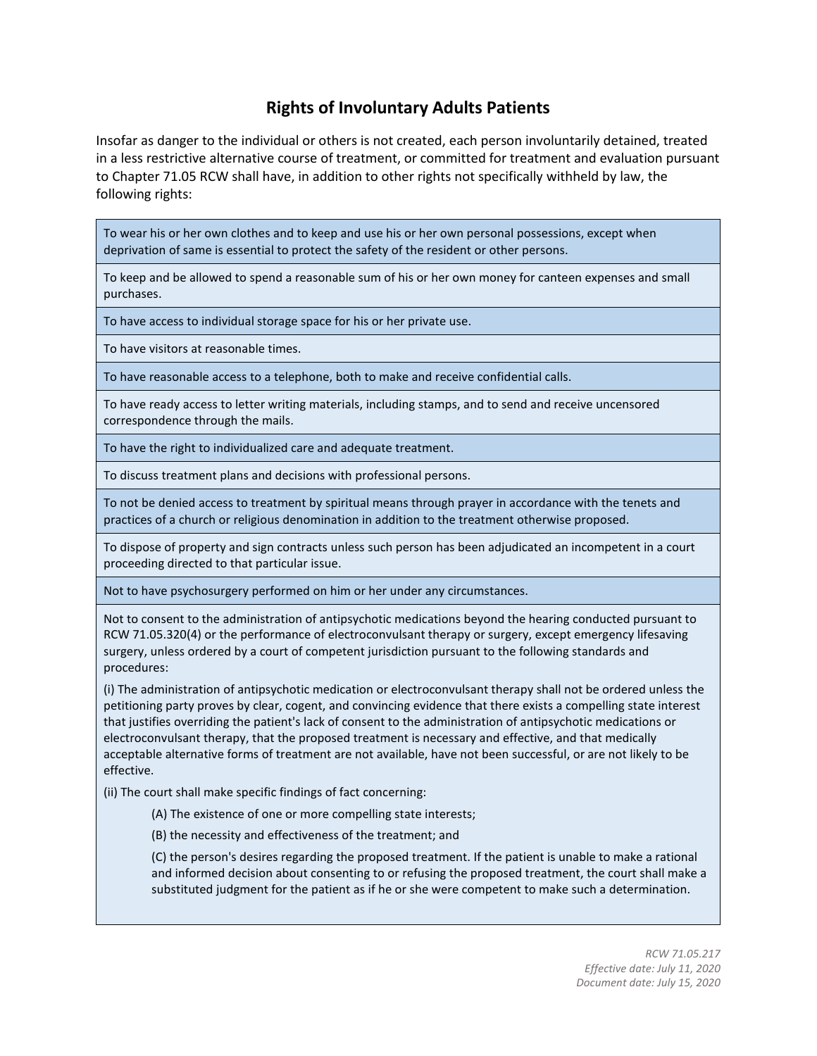# Rights of Involuntary Adults Patients

Insofar as danger to the individual or others is not created, each person involuntarily detained, treated in a less restrictive alternative course of treatment, or committed for treatment and evaluation pursuant to Chapter 71.05 RCW shall have, in addition to other rights not specifically withheld by law, the following rights:

| |
|---|
| To wear his or her own clothes and to keep and use his or her own personal possessions, except when deprivation of same is essential to protect the safety of the resident or other persons. |
| To keep and be allowed to spend a reasonable sum of his or her own money for canteen expenses and small purchases. |
| To have access to individual storage space for his or her private use. |
| To have visitors at reasonable times. |
| To have reasonable access to a telephone, both to make and receive confidential calls. |
| To have ready access to letter writing materials, including stamps, and to send and receive uncensored correspondence through the mails. |
| To have the right to individualized care and adequate treatment. |
| To discuss treatment plans and decisions with professional persons. |
| To not be denied access to treatment by spiritual means through prayer in accordance with the tenets and practices of a church or religious denomination in addition to the treatment otherwise proposed. |
| To dispose of property and sign contracts unless such person has been adjudicated an incompetent in a court proceeding directed to that particular issue. |
| Not to have psychosurgery performed on him or her under any circumstances. |
| Not to consent to the administration of antipsychotic medications beyond the hearing conducted pursuant to RCW 71.05.320(4) or the performance of electroconvulsant therapy or surgery, except emergency lifesaving surgery, unless ordered by a court of competent jurisdiction pursuant to the following standards and procedures:<br><br>(i) The administration of antipsychotic medication or electroconvulsant therapy shall not be ordered unless the petitioning party proves by clear, cogent, and convincing evidence that there exists a compelling state interest that justifies overriding the patient's lack of consent to the administration of antipsychotic medications or electroconvulsant therapy, that the proposed treatment is necessary and effective, and that medically acceptable alternative forms of treatment are not available, have not been successful, or are not likely to be effective.<br><br>(ii) The court shall make specific findings of fact concerning:<br><br>(A) The existence of one or more compelling state interests;<br><br>(B) the necessity and effectiveness of the treatment; and<br><br>(C) the person's desires regarding the proposed treatment. If the patient is unable to make a rational and informed decision about consenting to or refusing the proposed treatment, the court shall make a substituted judgment for the patient as if he or she were competent to make such a determination. |

*RCW 71.05.217*
*Effective date: July 11, 2020*
*Document date: July 15, 2020*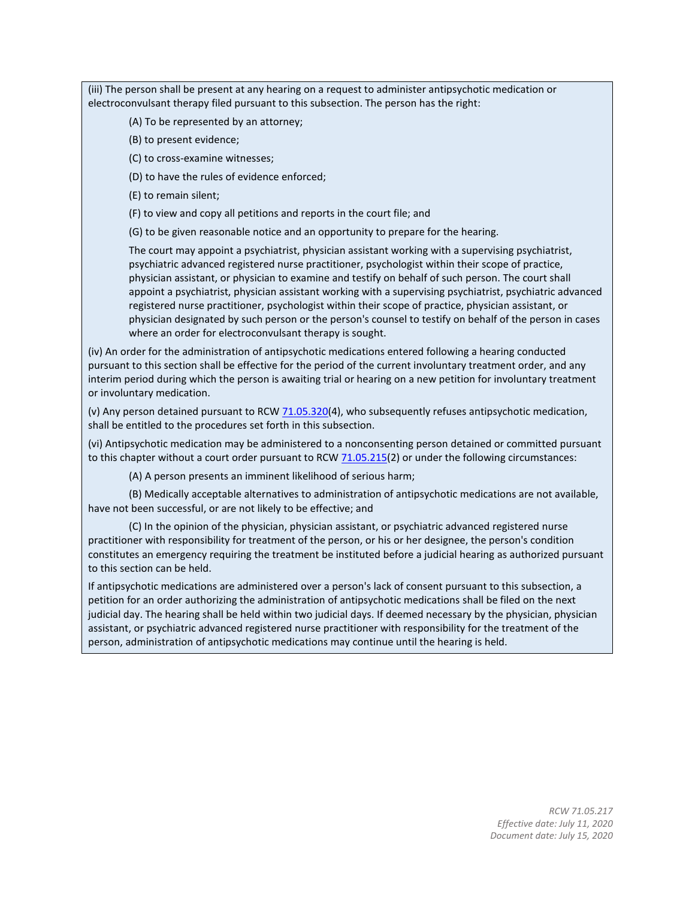(iii) The person shall be present at any hearing on a request to administer antipsychotic medication or electroconvulsant therapy filed pursuant to this subsection. The person has the right:

(A) To be represented by an attorney;

(B) to present evidence;

(C) to cross-examine witnesses;

(D) to have the rules of evidence enforced;

(E) to remain silent;

(F) to view and copy all petitions and reports in the court file; and

(G) to be given reasonable notice and an opportunity to prepare for the hearing.

The court may appoint a psychiatrist, physician assistant working with a supervising psychiatrist, psychiatric advanced registered nurse practitioner, psychologist within their scope of practice, physician assistant, or physician to examine and testify on behalf of such person. The court shall appoint a psychiatrist, physician assistant working with a supervising psychiatrist, psychiatric advanced registered nurse practitioner, psychologist within their scope of practice, physician assistant, or physician designated by such person or the person's counsel to testify on behalf of the person in cases where an order for electroconvulsant therapy is sought.

(iv) An order for the administration of antipsychotic medications entered following a hearing conducted pursuant to this section shall be effective for the period of the current involuntary treatment order, and any interim period during which the person is awaiting trial or hearing on a new petition for involuntary treatment or involuntary medication.

(v) Any person detained pursuant to RCW 71.05.320(4), who subsequently refuses antipsychotic medication, shall be entitled to the procedures set forth in this subsection.

(vi) Antipsychotic medication may be administered to a nonconsenting person detained or committed pursuant to this chapter without a court order pursuant to RCW 71.05.215(2) or under the following circumstances:

(A) A person presents an imminent likelihood of serious harm;

(B) Medically acceptable alternatives to administration of antipsychotic medications are not available, have not been successful, or are not likely to be effective; and

(C) In the opinion of the physician, physician assistant, or psychiatric advanced registered nurse practitioner with responsibility for treatment of the person, or his or her designee, the person's condition constitutes an emergency requiring the treatment be instituted before a judicial hearing as authorized pursuant to this section can be held.

If antipsychotic medications are administered over a person's lack of consent pursuant to this subsection, a petition for an order authorizing the administration of antipsychotic medications shall be filed on the next judicial day. The hearing shall be held within two judicial days. If deemed necessary by the physician, physician assistant, or psychiatric advanced registered nurse practitioner with responsibility for the treatment of the person, administration of antipsychotic medications may continue until the hearing is held.